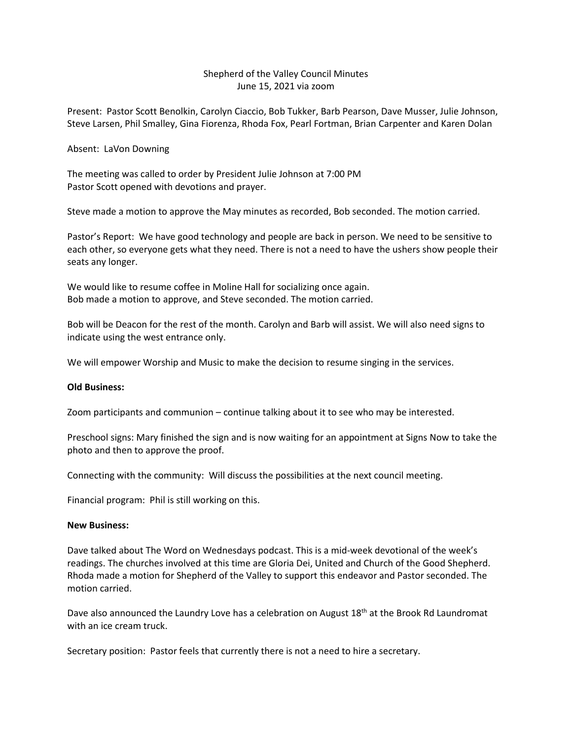Shepherd of the Valley Council Minutes
June 15, 2021 via zoom

Present: Pastor Scott Benolkin, Carolyn Ciaccio, Bob Tukker, Barb Pearson, Dave Musser, Julie Johnson, Steve Larsen, Phil Smalley, Gina Fiorenza, Rhoda Fox, Pearl Fortman, Brian Carpenter and Karen Dolan

Absent: LaVon Downing

The meeting was called to order by President Julie Johnson at 7:00 PM
Pastor Scott opened with devotions and prayer.

Steve made a motion to approve the May minutes as recorded, Bob seconded. The motion carried.

Pastor's Report: We have good technology and people are back in person. We need to be sensitive to each other, so everyone gets what they need. There is not a need to have the ushers show people their seats any longer.

We would like to resume coffee in Moline Hall for socializing once again.
Bob made a motion to approve, and Steve seconded. The motion carried.

Bob will be Deacon for the rest of the month. Carolyn and Barb will assist. We will also need signs to indicate using the west entrance only.

We will empower Worship and Music to make the decision to resume singing in the services.

**Old Business:**

Zoom participants and communion – continue talking about it to see who may be interested.

Preschool signs: Mary finished the sign and is now waiting for an appointment at Signs Now to take the photo and then to approve the proof.

Connecting with the community: Will discuss the possibilities at the next council meeting.

Financial program: Phil is still working on this.

**New Business:**

Dave talked about The Word on Wednesdays podcast. This is a mid-week devotional of the week's readings. The churches involved at this time are Gloria Dei, United and Church of the Good Shepherd. Rhoda made a motion for Shepherd of the Valley to support this endeavor and Pastor seconded. The motion carried.

Dave also announced the Laundry Love has a celebration on August 18th at the Brook Rd Laundromat with an ice cream truck.

Secretary position: Pastor feels that currently there is not a need to hire a secretary.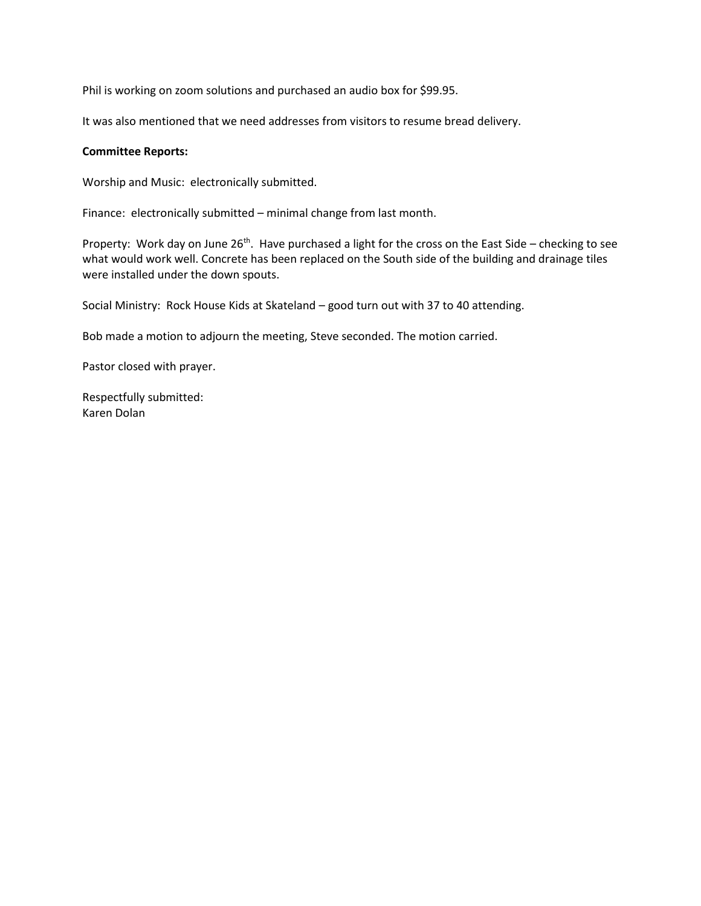Phil is working on zoom solutions and purchased an audio box for $99.95.

It was also mentioned that we need addresses from visitors to resume bread delivery.

**Committee Reports:**

Worship and Music: electronically submitted.

Finance: electronically submitted – minimal change from last month.

Property: Work day on June 26th. Have purchased a light for the cross on the East Side – checking to see what would work well. Concrete has been replaced on the South side of the building and drainage tiles were installed under the down spouts.

Social Ministry: Rock House Kids at Skateland – good turn out with 37 to 40 attending.

Bob made a motion to adjourn the meeting, Steve seconded. The motion carried.

Pastor closed with prayer.

Respectfully submitted:
Karen Dolan